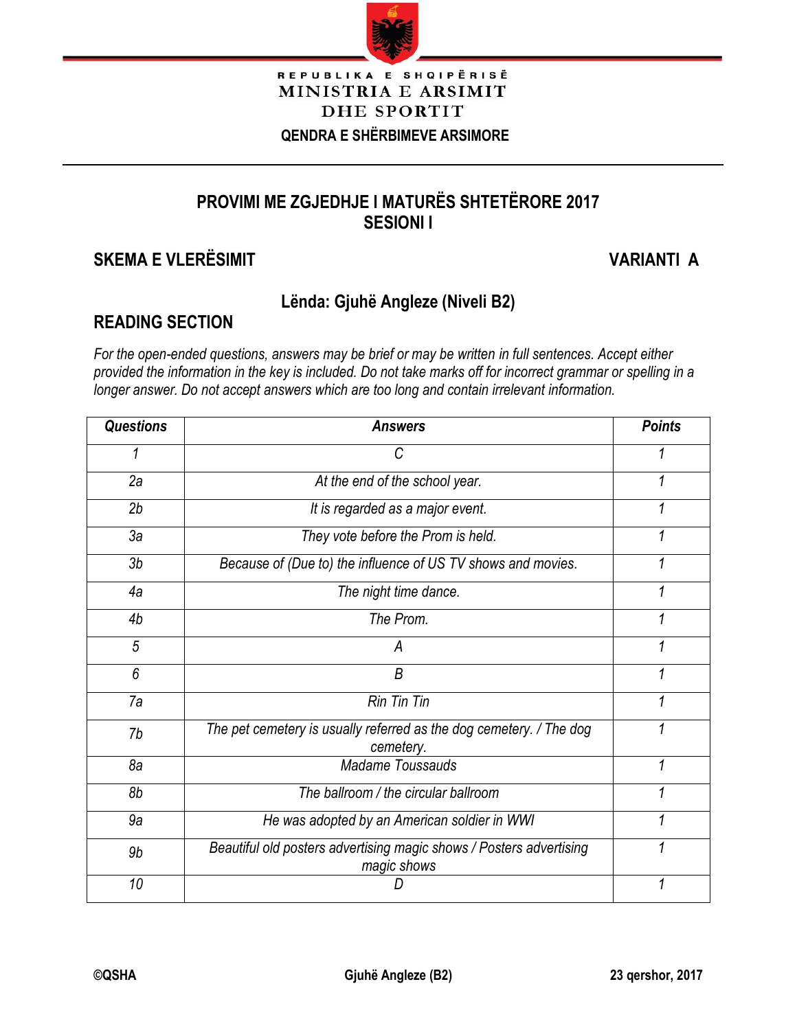REPUBLIKA E SHQIPËRISË
MINISTRIA E ARSIMIT
DHE SPORTIT
QENDRA E SHËRBIMEVE ARSIMORE

# PROVIMI ME ZGJEDHJE I MATURËS SHTETËRORE 2017
# SESIONI I

**SKEMA E VLERËSIMIT** **VARIANTI A**

**Lënda: Gjuhë Angleze (Niveli B2)**

## READING SECTION

*For the open-ended questions, answers may be brief or may be written in full sentences. Accept either provided the information in the key is included. Do not take marks off for incorrect grammar or spelling in a longer answer. Do not accept answers which are too long and contain irrelevant information.*

| Questions | Answers | Points |
|---|---|---|
| 1 | C | 1 |
| 2a | At the end of the school year. | 1 |
| 2b | It is regarded as a major event. | 1 |
| 3a | They vote before the Prom is held. | 1 |
| 3b | Because of (Due to) the influence of US TV shows and movies. | 1 |
| 4a | The night time dance. | 1 |
| 4b | The Prom. | 1 |
| 5 | A | 1 |
| 6 | B | 1 |
| 7a | Rin Tin Tin | 1 |
| 7b | The pet cemetery is usually referred as the dog cemetery. / The dog cemetery. | 1 |
| 8a | Madame Toussauds | 1 |
| 8b | The ballroom / the circular ballroom | 1 |
| 9a | He was adopted by an American soldier in WWI | 1 |
| 9b | Beautiful old posters advertising magic shows / Posters advertising magic shows | 1 |
| 10 | D | 1 |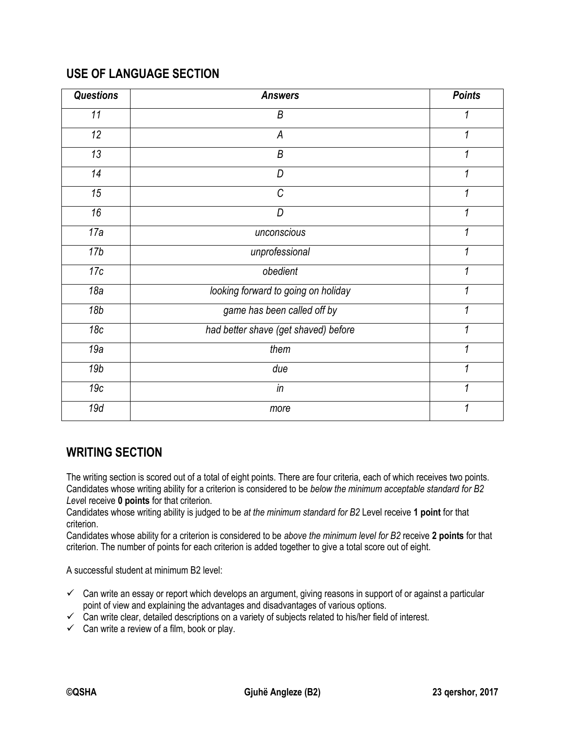## USE OF LANGUAGE SECTION

| *Questions* | *Answers* | *Points* |
|---|---|---|
| *11* | *B* | *1* |
| *12* | *A* | *1* |
| *13* | *B* | *1* |
| *14* | *D* | *1* |
| *15* | *C* | *1* |
| *16* | *D* | *1* |
| *17a* | *unconscious* | *1* |
| *17b* | *unprofessional* | *1* |
| *17c* | *obedient* | *1* |
| *18a* | *looking forward to going on holiday* | *1* |
| *18b* | *game has been called off by* | *1* |
| *18c* | *had better shave (get shaved) before* | *1* |
| *19a* | *them* | *1* |
| *19b* | *due* | *1* |
| *19c* | *in* | *1* |
| *19d* | *more* | *1* |

## WRITING SECTION

The writing section is scored out of a total of eight points. There are four criteria, each of which receives two points. Candidates whose writing ability for a criterion is considered to be *below the minimum acceptable standard for B2 Leve*l receive **0 points** for that criterion.
Candidates whose writing ability is judged to be *at the minimum standard for B2* Level receive **1 point** for that criterion.
Candidates whose ability for a criterion is considered to be *above the minimum level for B2* receive **2 points** for that criterion. The number of points for each criterion is added together to give a total score out of eight.

A successful student at minimum B2 level:

- ✓ Can write an essay or report which develops an argument, giving reasons in support of or against a particular point of view and explaining the advantages and disadvantages of various options.
- ✓ Can write clear, detailed descriptions on a variety of subjects related to his/her field of interest.
- ✓ Can write a review of a film, book or play.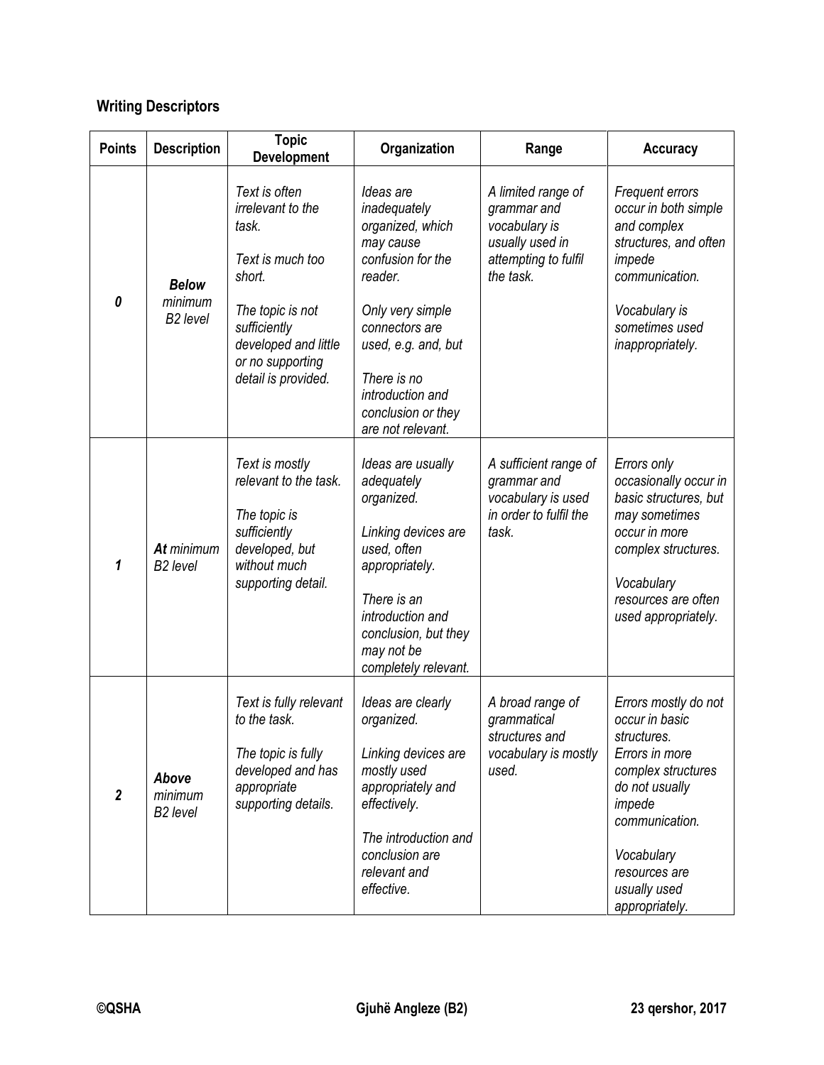**Writing Descriptors**

| Points | Description | Topic Development | Organization | Range | Accuracy |
|---|---|---|---|---|---|
| ***0*** | ***Below*** *minimum B2 level* | *Text is often irrelevant to the task.* <br><br> *Text is much too short.* <br><br> *The topic is not sufficiently developed and little or no supporting detail is provided.* | *Ideas are inadequately organized, which may cause confusion for the reader.* <br><br> *Only very simple connectors are used, e.g. and, but* <br><br> *There is no introduction and conclusion or they are not relevant.* | *A limited range of grammar and vocabulary is usually used in attempting to fulfil the task.* | *Frequent errors occur in both simple and complex structures, and often impede communication.* <br><br> *Vocabulary is sometimes used inappropriately.* |
| ***1*** | ***At*** *minimum B2 level* | *Text is mostly relevant to the task.* <br><br> *The topic is sufficiently developed, but without much supporting detail.* | *Ideas are usually adequately organized.* <br><br> *Linking devices are used, often appropriately.* <br><br> *There is an introduction and conclusion, but they may not be completely relevant.* | *A sufficient range of grammar and vocabulary is used in order to fulfil the task.* | *Errors only occasionally occur in basic structures, but may sometimes occur in more complex structures.* <br><br> *Vocabulary resources are often used appropriately.* |
| ***2*** | ***Above*** *minimum B2 level* | *Text is fully relevant to the task.* <br><br> *The topic is fully developed and has appropriate supporting details.* | *Ideas are clearly organized.* <br><br> *Linking devices are mostly used appropriately and effectively.* <br><br> *The introduction and conclusion are relevant and effective.* | *A broad range of grammatical structures and vocabulary is mostly used.* | *Errors mostly do not occur in basic structures.* *Errors in more complex structures do not usually impede communication.* <br><br> *Vocabulary resources are usually used appropriately.* |